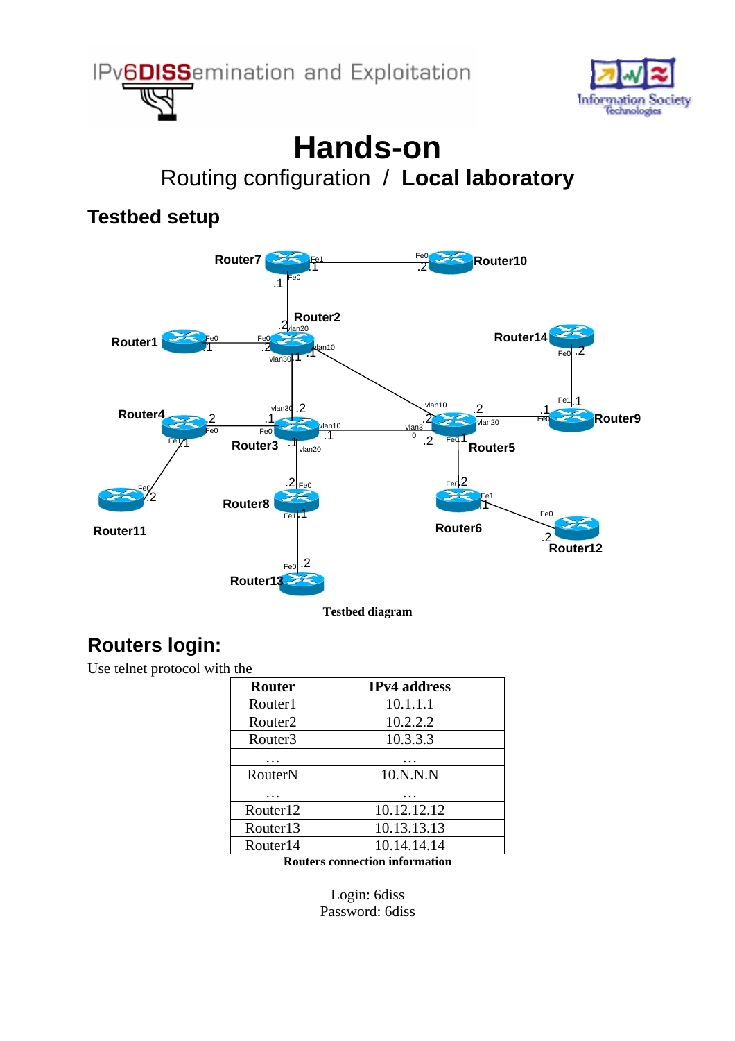# Hands-on

## Routing configuration / **Local laboratory**

## Testbed setup

Testbed diagram

## Routers login:

Use telnet protocol with the

| Router | IPv4 address |
|---|---|
| Router1 | 10.1.1.1 |
| Router2 | 10.2.2.2 |
| Router3 | 10.3.3.3 |
| … | … |
| RouterN | 10.N.N.N |
| … | … |
| Router12 | 10.12.12.12 |
| Router13 | 10.13.13.13 |
| Router14 | 10.14.14.14 |

**Routers connection information**

Login: 6diss
Password: 6diss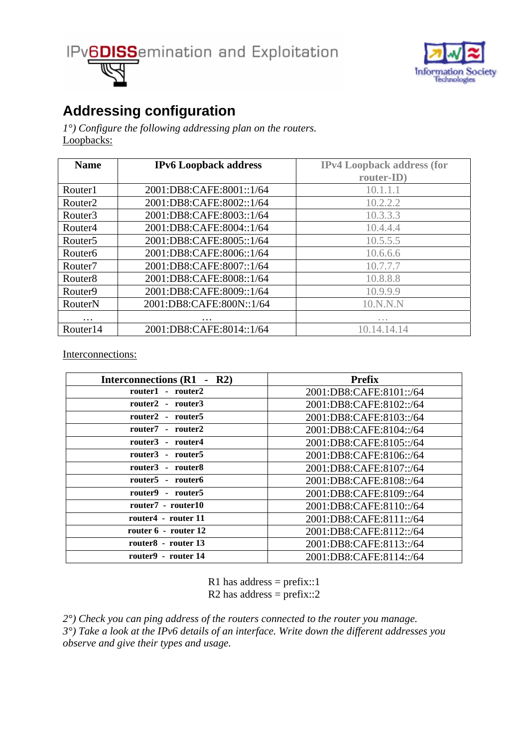## Addressing configuration

*1°) Configure the following addressing plan on the routers.*

Loopbacks:

| Name | IPv6 Loopback address | IPv4 Loopback address (for router-ID) |
|---|---|---|
| Router1 | 2001:DB8:CAFE:8001::1/64 | 10.1.1.1 |
| Router2 | 2001:DB8:CAFE:8002::1/64 | 10.2.2.2 |
| Router3 | 2001:DB8:CAFE:8003::1/64 | 10.3.3.3 |
| Router4 | 2001:DB8:CAFE:8004::1/64 | 10.4.4.4 |
| Router5 | 2001:DB8:CAFE:8005::1/64 | 10.5.5.5 |
| Router6 | 2001:DB8:CAFE:8006::1/64 | 10.6.6.6 |
| Router7 | 2001:DB8:CAFE:8007::1/64 | 10.7.7.7 |
| Router8 | 2001:DB8:CAFE:8008::1/64 | 10.8.8.8 |
| Router9 | 2001:DB8:CAFE:8009::1/64 | 10.9.9.9 |
| RouterN | 2001:DB8:CAFE:800N::1/64 | 10.N.N.N |
| … | … | … |
| Router14 | 2001:DB8:CAFE:8014::1/64 | 10.14.14.14 |

Interconnections:

| Interconnections (R1 - R2) | Prefix |
|---|---|
| **router1 - router2** | 2001:DB8:CAFE:8101::/64 |
| **router2 - router3** | 2001:DB8:CAFE:8102::/64 |
| **router2 - router5** | 2001:DB8:CAFE:8103::/64 |
| **router7 - router2** | 2001:DB8:CAFE:8104::/64 |
| **router3 - router4** | 2001:DB8:CAFE:8105::/64 |
| **router3 - router5** | 2001:DB8:CAFE:8106::/64 |
| **router3 - router8** | 2001:DB8:CAFE:8107::/64 |
| **router5 - router6** | 2001:DB8:CAFE:8108::/64 |
| **router9 - router5** | 2001:DB8:CAFE:8109::/64 |
| **router7 - router10** | 2001:DB8:CAFE:8110::/64 |
| **router4 - router 11** | 2001:DB8:CAFE:8111::/64 |
| **router 6 - router 12** | 2001:DB8:CAFE:8112::/64 |
| **router8 - router 13** | 2001:DB8:CAFE:8113::/64 |
| **router9 - router 14** | 2001:DB8:CAFE:8114::/64 |

R1 has address = prefix::1
R2 has address = prefix::2

*2°) Check you can ping address of the routers connected to the router you manage.*
*3°) Take a look at the IPv6 details of an interface. Write down the different addresses you observe and give their types and usage.*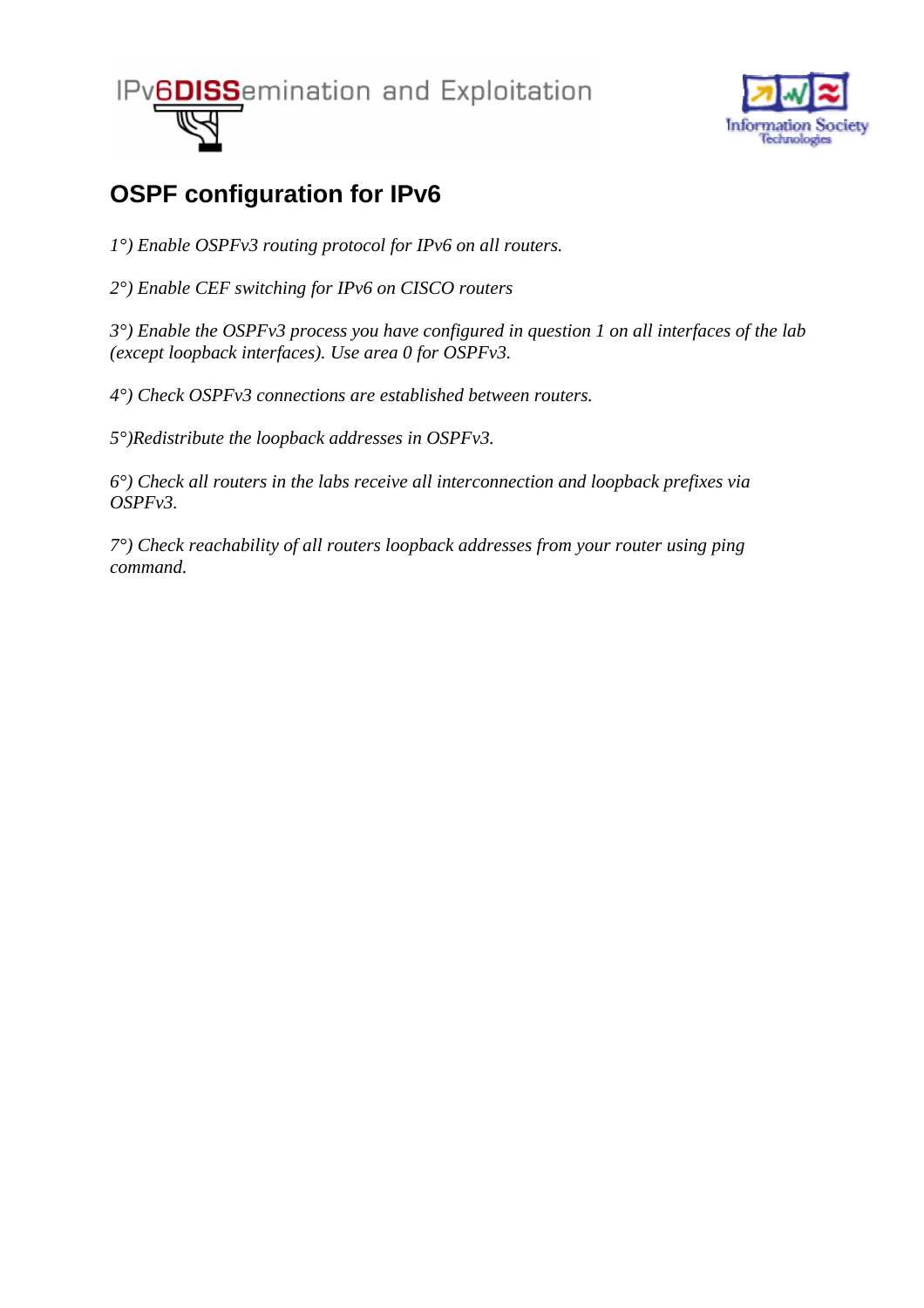## OSPF configuration for IPv6

*1°) Enable OSPFv3 routing protocol for IPv6 on all routers.*

*2°) Enable CEF switching for IPv6 on CISCO routers*

*3°) Enable the OSPFv3 process you have configured in question 1 on all interfaces of the lab (except loopback interfaces). Use area 0 for OSPFv3.*

*4°) Check OSPFv3 connections are established between routers.*

*5°)Redistribute the loopback addresses in OSPFv3.*

*6°) Check all routers in the labs receive all interconnection and loopback prefixes via OSPFv3.*

*7°) Check reachability of all routers loopback addresses from your router using ping command.*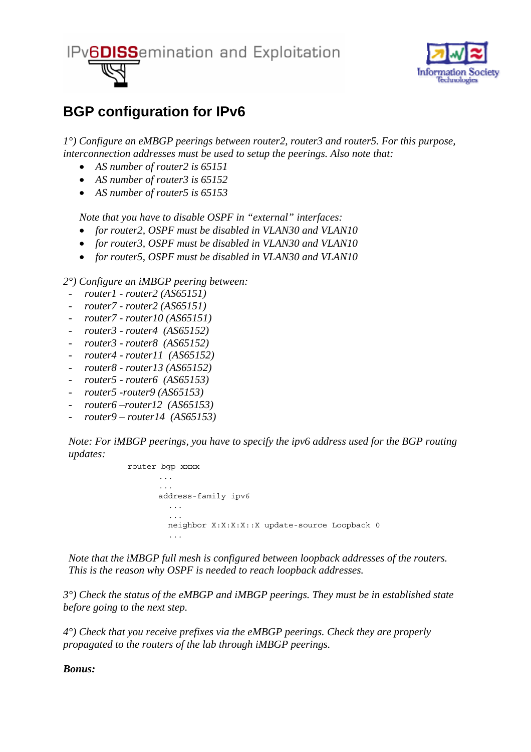# BGP configuration for IPv6

*1°) Configure an eMBGP peerings between router2, router3 and router5. For this purpose, interconnection addresses must be used to setup the peerings. Also note that:*

- *AS number of router2 is 65151*
- *AS number of router3 is 65152*
- *AS number of router5 is 65153*

*Note that you have to disable OSPF in "external" interfaces:*

- *for router2, OSPF must be disabled in VLAN30 and VLAN10*
- *for router3, OSPF must be disabled in VLAN30 and VLAN10*
- *for router5, OSPF must be disabled in VLAN30 and VLAN10*

*2°) Configure an iMBGP peering between:*

- *router1 - router2 (AS65151)*
- *router7 - router2 (AS65151)*
- *router7 - router10 (AS65151)*
- *router3 - router4 (AS65152)*
- *router3 - router8 (AS65152)*
- *router4 - router11 (AS65152)*
- *router8 - router13 (AS65152)*
- *router5 - router6 (AS65153)*
- *router5 -router9 (AS65153)*
- *router6 –router12 (AS65153)*
- *router9 – router14 (AS65153)*

*Note: For iMBGP peerings, you have to specify the ipv6 address used for the BGP routing updates:*

```
router bgp xxxx
        ...
        ...
        address-family ipv6
          ...
          ...
          neighbor X:X:X:X::X update-source Loopback 0
          ...
```

*Note that the iMBGP full mesh is configured between loopback addresses of the routers. This is the reason why OSPF is needed to reach loopback addresses.*

*3°) Check the status of the eMBGP and iMBGP peerings. They must be in established state before going to the next step.*

*4°) Check that you receive prefixes via the eMBGP peerings. Check they are properly propagated to the routers of the lab through iMBGP peerings.*

***Bonus:***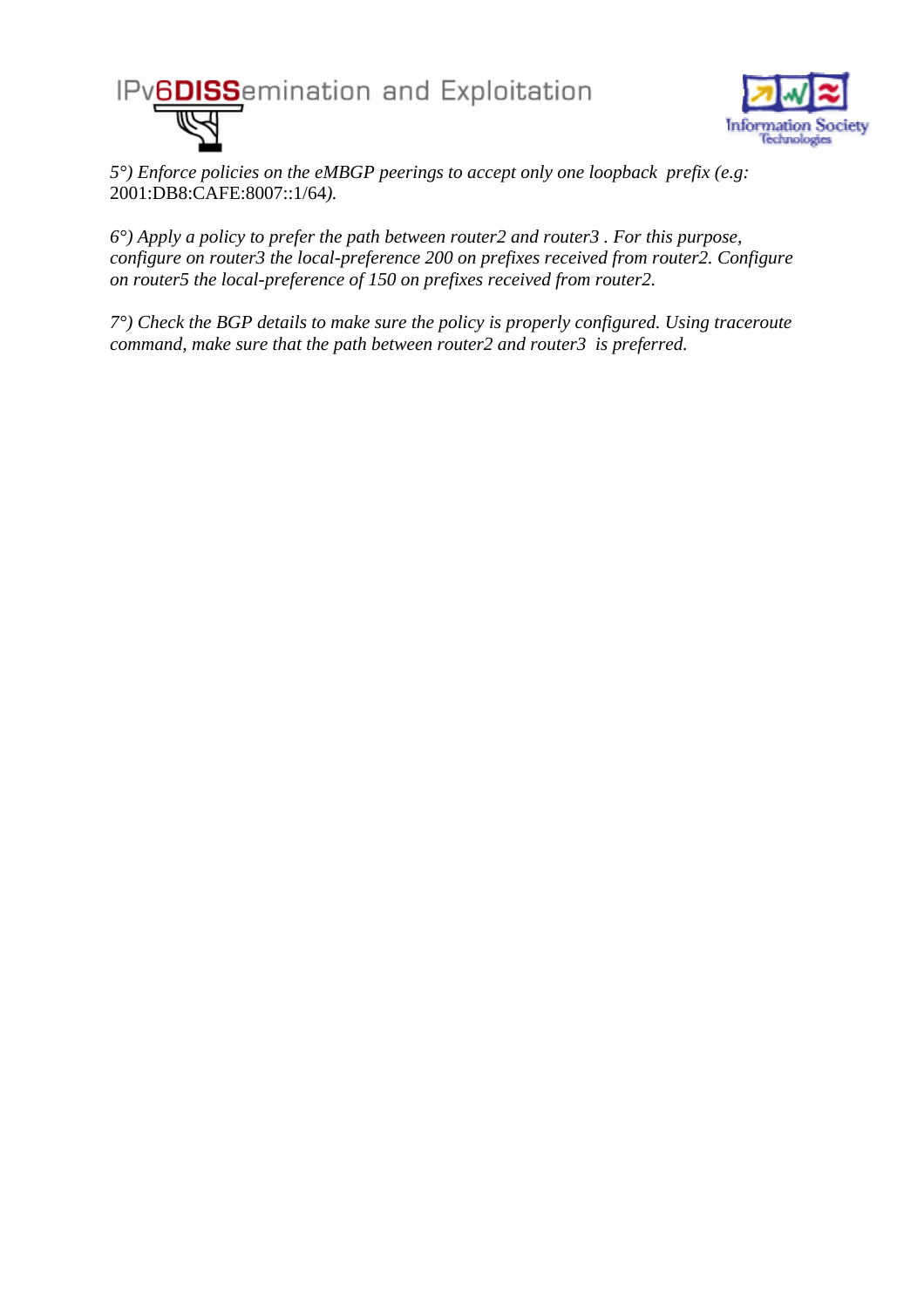*5°) Enforce policies on the eMBGP peerings to accept only one loopback prefix (e.g:* 2001:DB8:CAFE:8007::1/64*).*

*6°) Apply a policy to prefer the path between router2 and router3 . For this purpose, configure on router3 the local-preference 200 on prefixes received from router2. Configure on router5 the local-preference of 150 on prefixes received from router2.*

*7°) Check the BGP details to make sure the policy is properly configured. Using traceroute command, make sure that the path between router2 and router3 is preferred.*